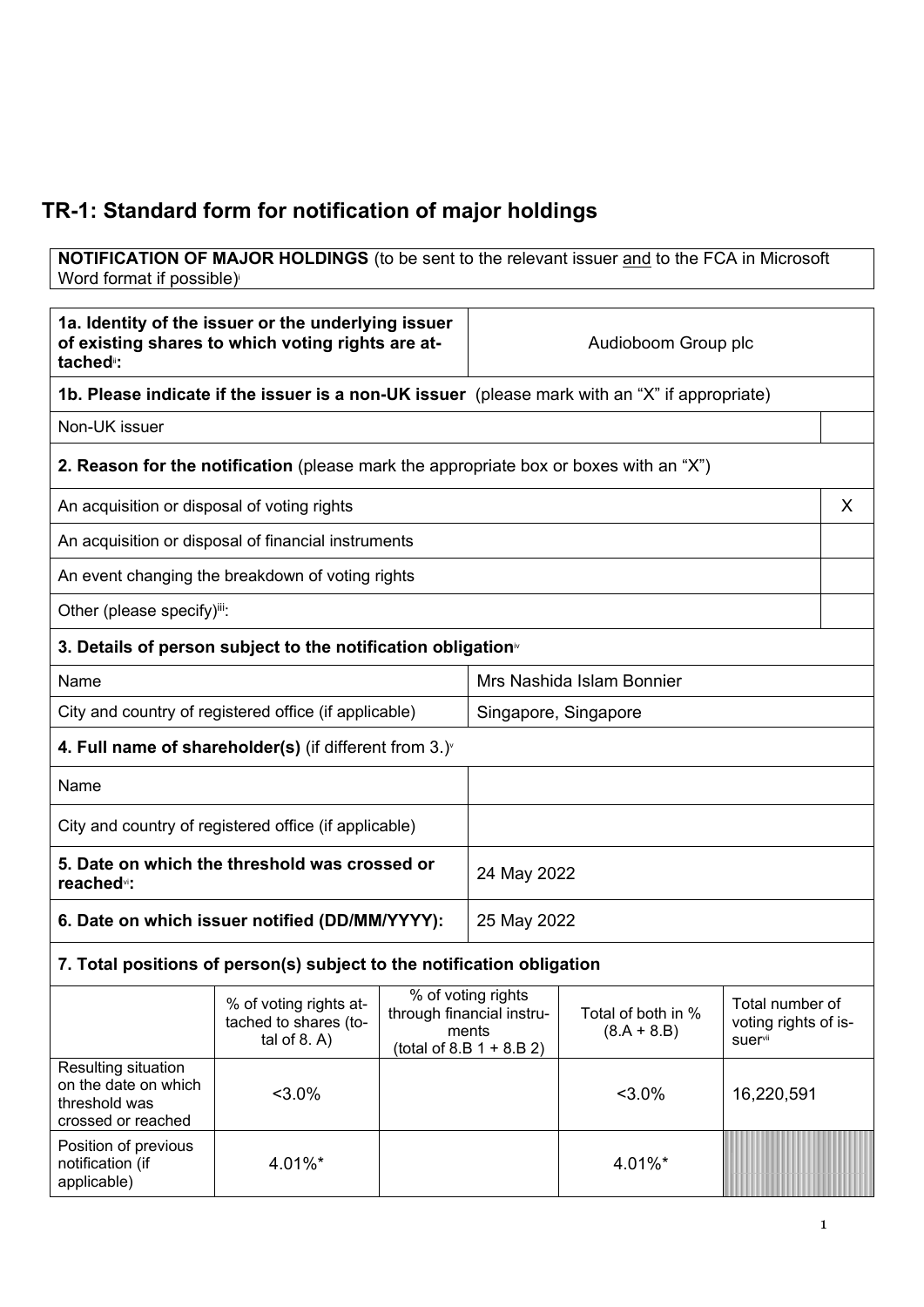# TR-1: Standard form for notification of major holdings

| **NOTIFICATION OF MAJOR HOLDINGS** (to be sent to the relevant issuer and to the FCA in Microsoft Word format if possible)[i] |
|---|

| **1a. Identity of the issuer or the underlying issuer of existing shares to which voting rights are attached**[ii]**:** | Audioboom Group plc |
|---|---|

| **1b. Please indicate if the issuer is a non-UK issuer** (please mark with an "X" if appropriate) | |
|---|---|
| Non-UK issuer | |
| **2. Reason for the notification** (please mark the appropriate box or boxes with an "X") | |
| An acquisition or disposal of voting rights | X |
| An acquisition or disposal of financial instruments | |
| An event changing the breakdown of voting rights | |
| Other (please specify)[iii]: | |

| **3. Details of person subject to the notification obligation**[iv] | |
|---|---|
| Name | Mrs Nashida Islam Bonnier |
| City and country of registered office (if applicable) | Singapore, Singapore |
| **4. Full name of shareholder(s)** (if different from 3.)[v] | |
| Name | |
| City and country of registered office (if applicable) | |
| **5. Date on which the threshold was crossed or reached**[vi]**:** | 24 May 2022 |
| **6. Date on which issuer notified (DD/MM/YYYY):** | 25 May 2022 |

**7. Total positions of person(s) subject to the notification obligation**

| | % of voting rights attached to shares (total of 8. A) | % of voting rights through financial instruments (total of 8.B 1 + 8.B 2) | Total of both in % (8.A + 8.B) | Total number of voting rights of issuer[vii] |
|---|---|---|---|---|
| Resulting situation on the date on which threshold was crossed or reached | <3.0% | | <3.0% | 16,220,591 |
| Position of previous notification (if applicable) | 4.01%* | | 4.01%* | |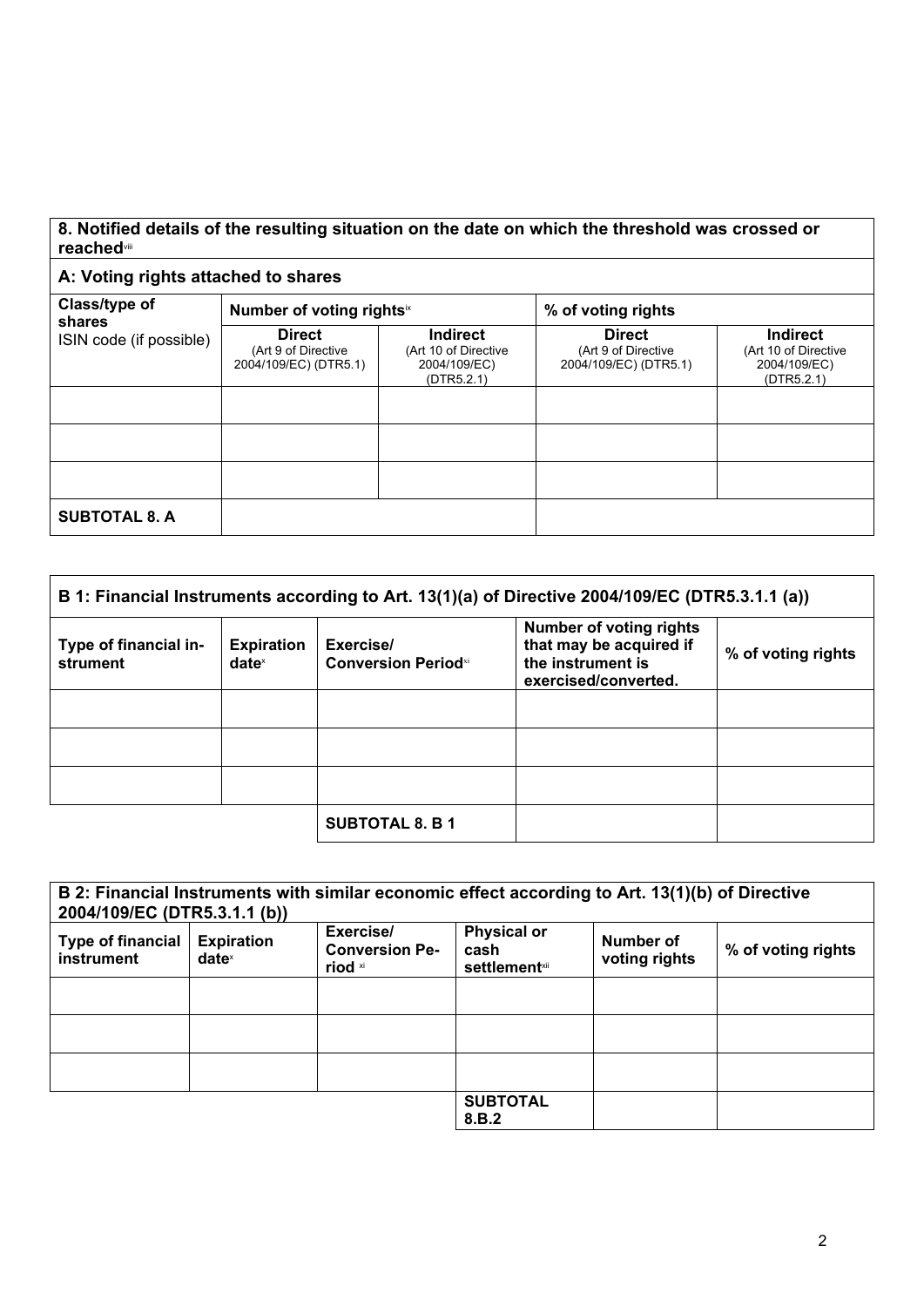## 8. Notified details of the resulting situation on the date on which the threshold was crossed or reached[viii]

### A: Voting rights attached to shares

| Class/type of shares<br>ISIN code (if possible) | Number of voting rights[ix] | | % of voting rights | |
|---|---|---|---|---|
| | **Direct**<br>(Art 9 of Directive 2004/109/EC) (DTR5.1) | **Indirect**<br>(Art 10 of Directive 2004/109/EC) (DTR5.2.1) | **Direct**<br>(Art 9 of Directive 2004/109/EC) (DTR5.1) | **Indirect**<br>(Art 10 of Directive 2004/109/EC) (DTR5.2.1) |
| | | | | |
| | | | | |
| | | | | |
| **SUBTOTAL 8. A** | | | | |

### B 1: Financial Instruments according to Art. 13(1)(a) of Directive 2004/109/EC (DTR5.3.1.1 (a))

| Type of financial instrument | Expiration date[x] | Exercise/ Conversion Period[xi] | Number of voting rights that may be acquired if the instrument is exercised/converted. | % of voting rights |
|---|---|---|---|---|
| | | | | |
| | | | | |
| | | | | |
| | | **SUBTOTAL 8. B 1** | | |

### B 2: Financial Instruments with similar economic effect according to Art. 13(1)(b) of Directive 2004/109/EC (DTR5.3.1.1 (b))

| Type of financial instrument | Expiration date[x] | Exercise/ Conversion Period[xi] | Physical or cash settlement[xii] | Number of voting rights | % of voting rights |
|---|---|---|---|---|---|
| | | | | | |
| | | | | | |
| | | | | | |
| | | | **SUBTOTAL 8.B.2** | | |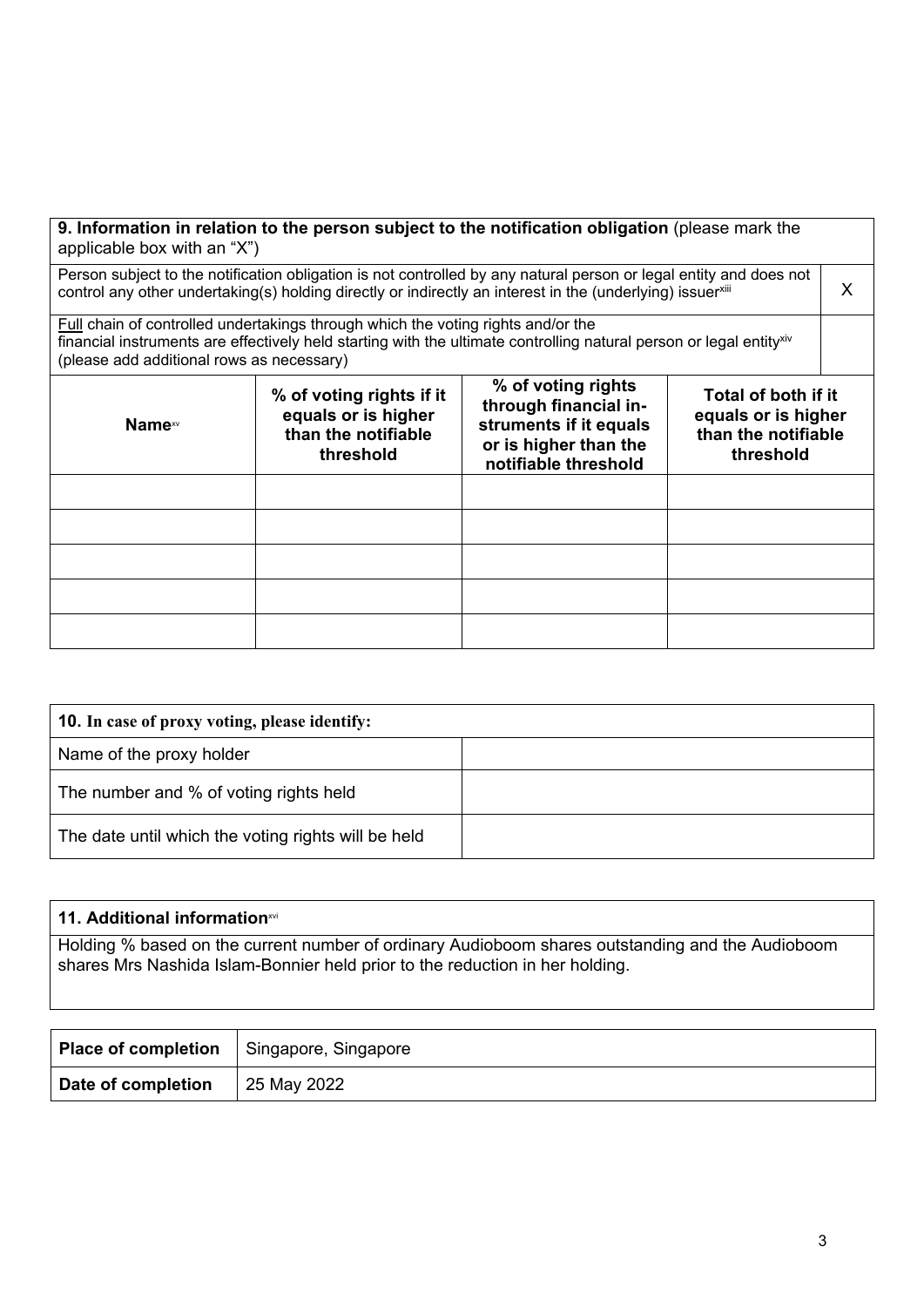| **9. Information in relation to the person subject to the notification obligation** (please mark the applicable box with an "X") | | | | |
|---|---|---|---|---|
| Person subject to the notification obligation is not controlled by any natural person or legal entity and does not control any other undertaking(s) holding directly or indirectly an interest in the (underlying) issuer[xiii] | | | | X |
| Full chain of controlled undertakings through which the voting rights and/or the financial instruments are effectively held starting with the ultimate controlling natural person or legal entity[xiv] (please add additional rows as necessary) | | | | |
| **Name**[xv] | **% of voting rights if it equals or is higher than the notifiable threshold** | **% of voting rights through financial instruments if it equals or is higher than the notifiable threshold** | **Total of both if it equals or is higher than the notifiable threshold** | |
| | | | | |
| | | | | |
| | | | | |
| | | | | |
| | | | | |

| **10. In case of proxy voting, please identify:** | |
|---|---|
| Name of the proxy holder | |
| The number and % of voting rights held | |
| The date until which the voting rights will be held | |

**11. Additional information**[xvi]

Holding % based on the current number of ordinary Audioboom shares outstanding and the Audioboom shares Mrs Nashida Islam-Bonnier held prior to the reduction in her holding.

| | |
|---|---|
| **Place of completion** | Singapore, Singapore |
| **Date of completion** | 25 May 2022 |